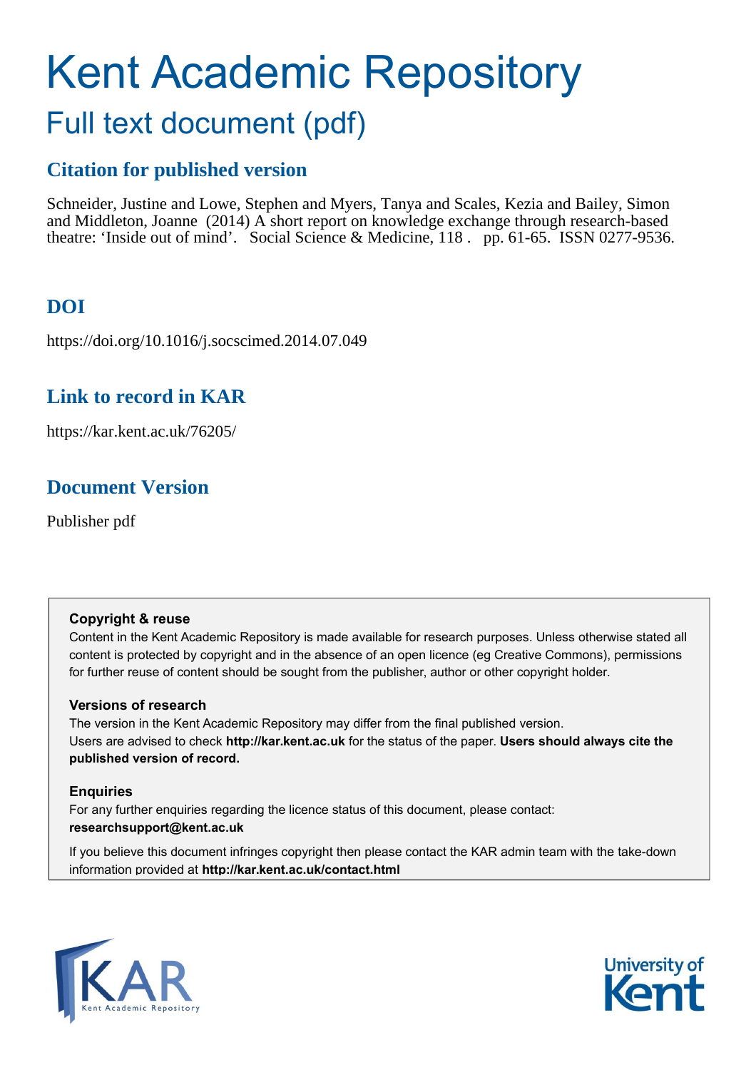# Kent Academic Repository

## Full text document (pdf)

### Citation for published version

Schneider, Justine and Lowe, Stephen and Myers, Tanya and Scales, Kezia and Bailey, Simon and Middleton, Joanne (2014) A short report on knowledge exchange through research-based theatre: 'Inside out of mind'. Social Science & Medicine, 118 . pp. 61-65. ISSN 0277-9536.

### DOI

https://doi.org/10.1016/j.socscimed.2014.07.049

### Link to record in KAR

https://kar.kent.ac.uk/76205/

### Document Version

Publisher pdf

**Copyright & reuse**

Content in the Kent Academic Repository is made available for research purposes. Unless otherwise stated all content is protected by copyright and in the absence of an open licence (eg Creative Commons), permissions for further reuse of content should be sought from the publisher, author or other copyright holder.

**Versions of research**

The version in the Kent Academic Repository may differ from the final published version. Users are advised to check **http://kar.kent.ac.uk** for the status of the paper. **Users should always cite the published version of record.**

**Enquiries**

For any further enquiries regarding the licence status of this document, please contact: **researchsupport@kent.ac.uk**

If you believe this document infringes copyright then please contact the KAR admin team with the take-down information provided at **http://kar.kent.ac.uk/contact.html**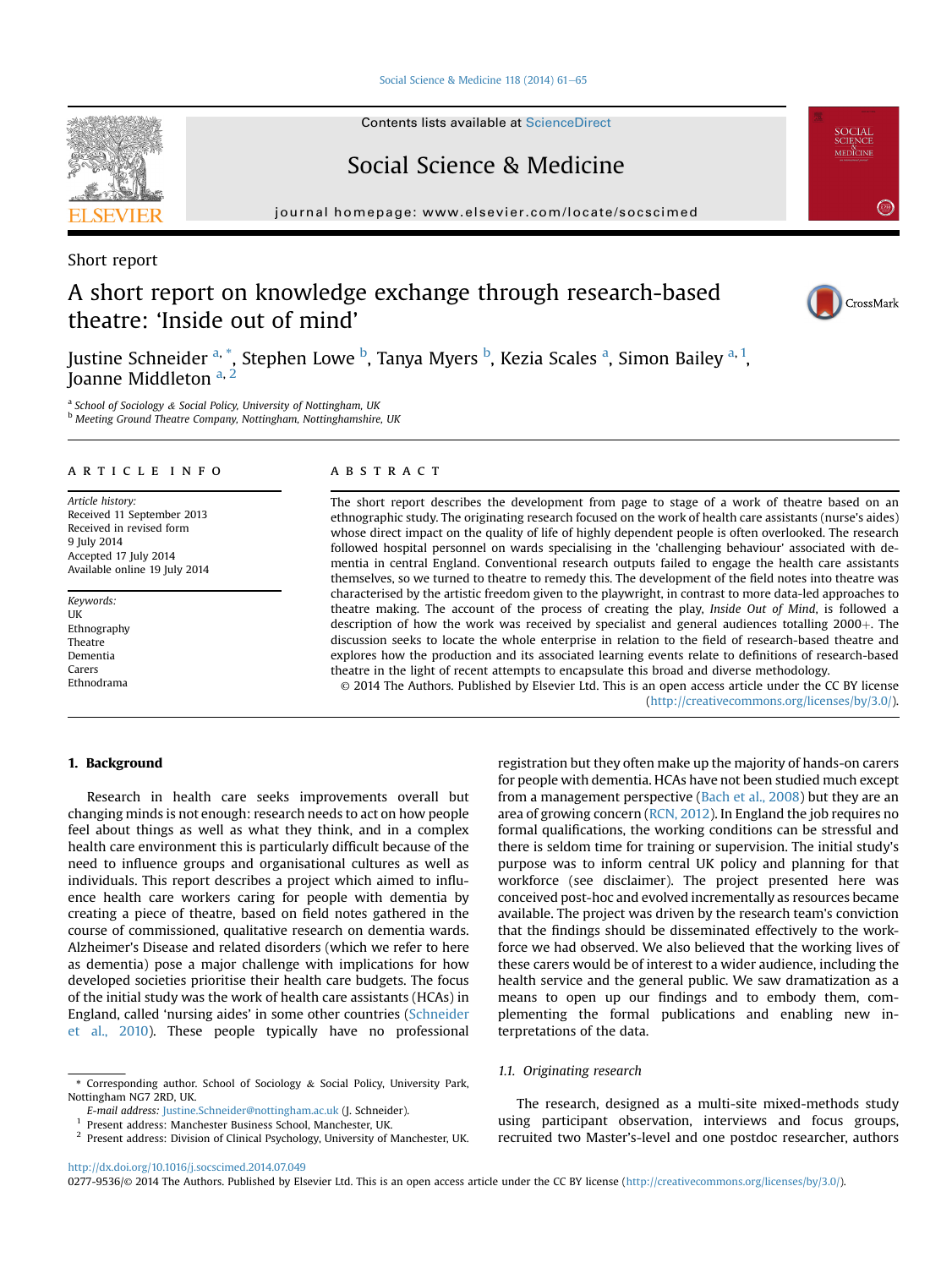Short report

# A short report on knowledge exchange through research-based theatre: 'Inside out of mind'

Justine Schneider [a, *], Stephen Lowe [b], Tanya Myers [b], Kezia Scales [a], Simon Bailey [a, 1], Joanne Middleton [a, 2]

[a] School of Sociology & Social Policy, University of Nottingham, UK
[b] Meeting Ground Theatre Company, Nottingham, Nottinghamshire, UK

## ARTICLE INFO

*Article history:*
Received 11 September 2013
Received in revised form 9 July 2014
Accepted 17 July 2014
Available online 19 July 2014

*Keywords:*
UK
Ethnography
Theatre
Dementia
Carers
Ethnodrama

## ABSTRACT

The short report describes the development from page to stage of a work of theatre based on an ethnographic study. The originating research focused on the work of health care assistants (nurse's aides) whose direct impact on the quality of life of highly dependent people is often overlooked. The research followed hospital personnel on wards specialising in the 'challenging behaviour' associated with dementia in central England. Conventional research outputs failed to engage the health care assistants themselves, so we turned to theatre to remedy this. The development of the field notes into theatre was characterised by the artistic freedom given to the playwright, in contrast to more data-led approaches to theatre making. The account of the process of creating the play, *Inside Out of Mind*, is followed a description of how the work was received by specialist and general audiences totalling 2000+. The discussion seeks to locate the whole enterprise in relation to the field of research-based theatre and explores how the production and its associated learning events relate to definitions of research-based theatre in the light of recent attempts to encapsulate this broad and diverse methodology.

© 2014 The Authors. Published by Elsevier Ltd. This is an open access article under the CC BY license (http://creativecommons.org/licenses/by/3.0/).

## 1. Background

Research in health care seeks improvements overall but changing minds is not enough: research needs to act on how people feel about things as well as what they think, and in a complex health care environment this is particularly difficult because of the need to influence groups and organisational cultures as well as individuals. This report describes a project which aimed to influence health care workers caring for people with dementia by creating a piece of theatre, based on field notes gathered in the course of commissioned, qualitative research on dementia wards. Alzheimer's Disease and related disorders (which we refer to here as dementia) pose a major challenge with implications for how developed societies prioritise their health care budgets. The focus of the initial study was the work of health care assistants (HCAs) in England, called 'nursing aides' in some other countries (Schneider et al., 2010). These people typically have no professional registration but they often make up the majority of hands-on carers for people with dementia. HCAs have not been studied much except from a management perspective (Bach et al., 2008) but they are an area of growing concern (RCN, 2012). In England the job requires no formal qualifications, the working conditions can be stressful and there is seldom time for training or supervision. The initial study's purpose was to inform central UK policy and planning for that workforce (see disclaimer). The project presented here was conceived post-hoc and evolved incrementally as resources became available. The project was driven by the research team's conviction that the findings should be disseminated effectively to the workforce we had observed. We also believed that the working lives of these carers would be of interest to a wider audience, including the health service and the general public. We saw dramatization as a means to open up our findings and to embody them, complementing the formal publications and enabling new interpretations of the data.

### 1.1. Originating research

The research, designed as a multi-site mixed-methods study using participant observation, interviews and focus groups, recruited two Master's-level and one postdoc researcher, authors

---

\* Corresponding author. School of Sociology & Social Policy, University Park, Nottingham NG7 2RD, UK.
*E-mail address:* Justine.Schneider@nottingham.ac.uk (J. Schneider).
[1] Present address: Manchester Business School, Manchester, UK.
[2] Present address: Division of Clinical Psychology, University of Manchester, UK.

http://dx.doi.org/10.1016/j.socscimed.2014.07.049
0277-9536/© 2014 The Authors. Published by Elsevier Ltd. This is an open access article under the CC BY license (http://creativecommons.org/licenses/by/3.0/).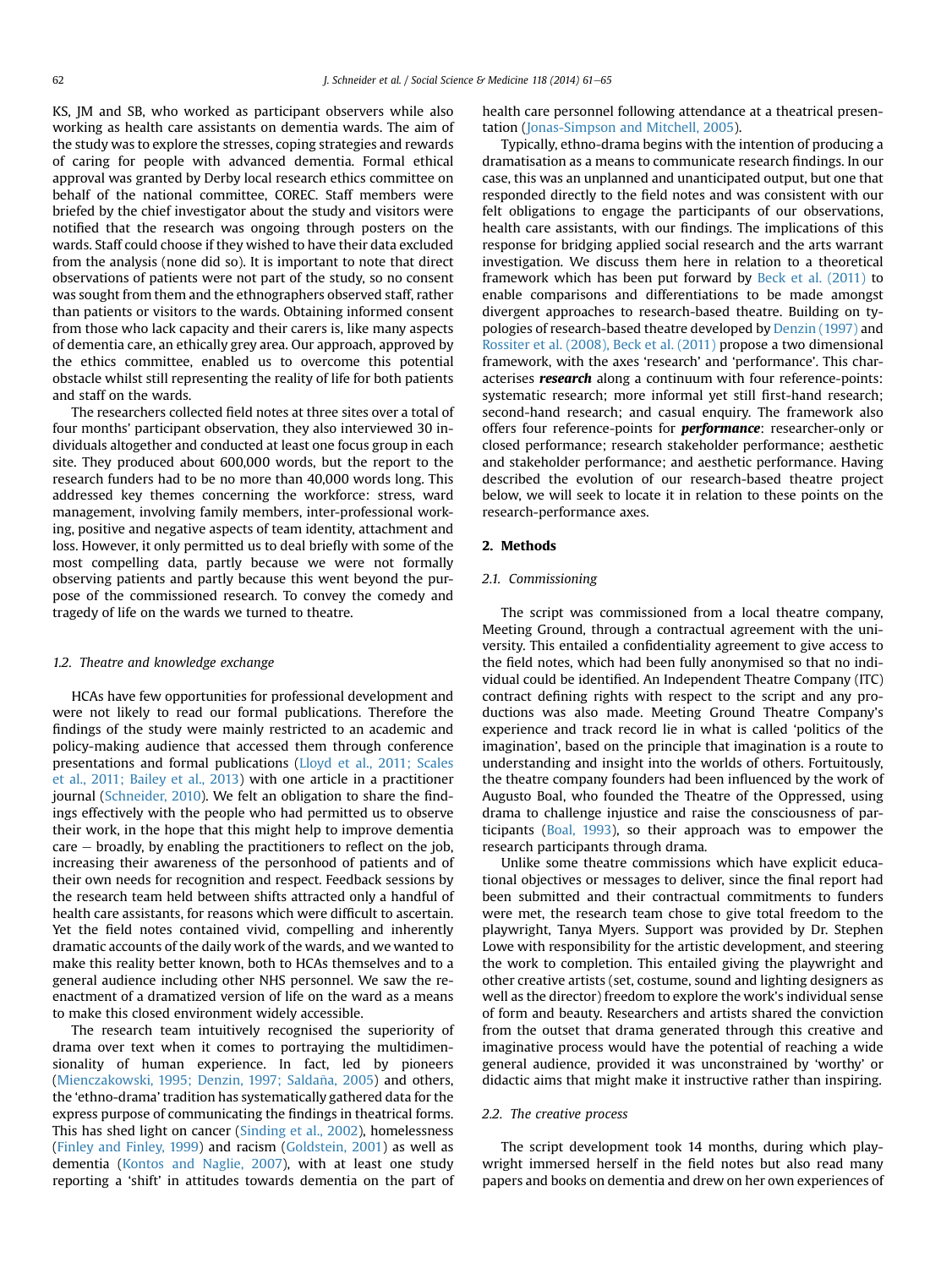KS, JM and SB, who worked as participant observers while also working as health care assistants on dementia wards. The aim of the study was to explore the stresses, coping strategies and rewards of caring for people with advanced dementia. Formal ethical approval was granted by Derby local research ethics committee on behalf of the national committee, COREC. Staff members were briefed by the chief investigator about the study and visitors were notified that the research was ongoing through posters on the wards. Staff could choose if they wished to have their data excluded from the analysis (none did so). It is important to note that direct observations of patients were not part of the study, so no consent was sought from them and the ethnographers observed staff, rather than patients or visitors to the wards. Obtaining informed consent from those who lack capacity and their carers is, like many aspects of dementia care, an ethically grey area. Our approach, approved by the ethics committee, enabled us to overcome this potential obstacle whilst still representing the reality of life for both patients and staff on the wards.

The researchers collected field notes at three sites over a total of four months' participant observation, they also interviewed 30 individuals altogether and conducted at least one focus group in each site. They produced about 600,000 words, but the report to the research funders had to be no more than 40,000 words long. This addressed key themes concerning the workforce: stress, ward management, involving family members, inter-professional working, positive and negative aspects of team identity, attachment and loss. However, it only permitted us to deal briefly with some of the most compelling data, partly because we were not formally observing patients and partly because this went beyond the purpose of the commissioned research. To convey the comedy and tragedy of life on the wards we turned to theatre.

### 1.2. Theatre and knowledge exchange

HCAs have few opportunities for professional development and were not likely to read our formal publications. Therefore the findings of the study were mainly restricted to an academic and policy-making audience that accessed them through conference presentations and formal publications (Lloyd et al., 2011; Scales et al., 2011; Bailey et al., 2013) with one article in a practitioner journal (Schneider, 2010). We felt an obligation to share the findings effectively with the people who had permitted us to observe their work, in the hope that this might help to improve dementia care – broadly, by enabling the practitioners to reflect on the job, increasing their awareness of the personhood of patients and of their own needs for recognition and respect. Feedback sessions by the research team held between shifts attracted only a handful of health care assistants, for reasons which were difficult to ascertain. Yet the field notes contained vivid, compelling and inherently dramatic accounts of the daily work of the wards, and we wanted to make this reality better known, both to HCAs themselves and to a general audience including other NHS personnel. We saw the re-enactment of a dramatized version of life on the ward as a means to make this closed environment widely accessible.

The research team intuitively recognised the superiority of drama over text when it comes to portraying the multidimensionality of human experience. In fact, led by pioneers (Mienczakowski, 1995; Denzin, 1997; Saldaña, 2005) and others, the 'ethno-drama' tradition has systematically gathered data for the express purpose of communicating the findings in theatrical forms. This has shed light on cancer (Sinding et al., 2002), homelessness (Finley and Finley, 1999) and racism (Goldstein, 2001) as well as dementia (Kontos and Naglie, 2007), with at least one study reporting a 'shift' in attitudes towards dementia on the part of health care personnel following attendance at a theatrical presentation (Jonas-Simpson and Mitchell, 2005).

Typically, ethno-drama begins with the intention of producing a dramatisation as a means to communicate research findings. In our case, this was an unplanned and unanticipated output, but one that responded directly to the field notes and was consistent with our felt obligations to engage the participants of our observations, health care assistants, with our findings. The implications of this response for bridging applied social research and the arts warrant investigation. We discuss them here in relation to a theoretical framework which has been put forward by Beck et al. (2011) to enable comparisons and differentiations to be made amongst divergent approaches to research-based theatre. Building on typologies of research-based theatre developed by Denzin (1997) and Rossiter et al. (2008), Beck et al. (2011) propose a two dimensional framework, with the axes 'research' and 'performance'. This characterises ***research*** along a continuum with four reference-points: systematic research; more informal yet still first-hand research; second-hand research; and casual enquiry. The framework also offers four reference-points for ***performance***: researcher-only or closed performance; research stakeholder performance; aesthetic and stakeholder performance; and aesthetic performance. Having described the evolution of our research-based theatre project below, we will seek to locate it in relation to these points on the research-performance axes.

## 2. Methods

### 2.1. Commissioning

The script was commissioned from a local theatre company, Meeting Ground, through a contractual agreement with the university. This entailed a confidentiality agreement to give access to the field notes, which had been fully anonymised so that no individual could be identified. An Independent Theatre Company (ITC) contract defining rights with respect to the script and any productions was also made. Meeting Ground Theatre Company's experience and track record lie in what is called 'politics of the imagination', based on the principle that imagination is a route to understanding and insight into the worlds of others. Fortuitously, the theatre company founders had been influenced by the work of Augusto Boal, who founded the Theatre of the Oppressed, using drama to challenge injustice and raise the consciousness of participants (Boal, 1993), so their approach was to empower the research participants through drama.

Unlike some theatre commissions which have explicit educational objectives or messages to deliver, since the final report had been submitted and their contractual commitments to funders were met, the research team chose to give total freedom to the playwright, Tanya Myers. Support was provided by Dr. Stephen Lowe with responsibility for the artistic development, and steering the work to completion. This entailed giving the playwright and other creative artists (set, costume, sound and lighting designers as well as the director) freedom to explore the work's individual sense of form and beauty. Researchers and artists shared the conviction from the outset that drama generated through this creative and imaginative process would have the potential of reaching a wide general audience, provided it was unconstrained by 'worthy' or didactic aims that might make it instructive rather than inspiring.

### 2.2. The creative process

The script development took 14 months, during which playwright immersed herself in the field notes but also read many papers and books on dementia and drew on her own experiences of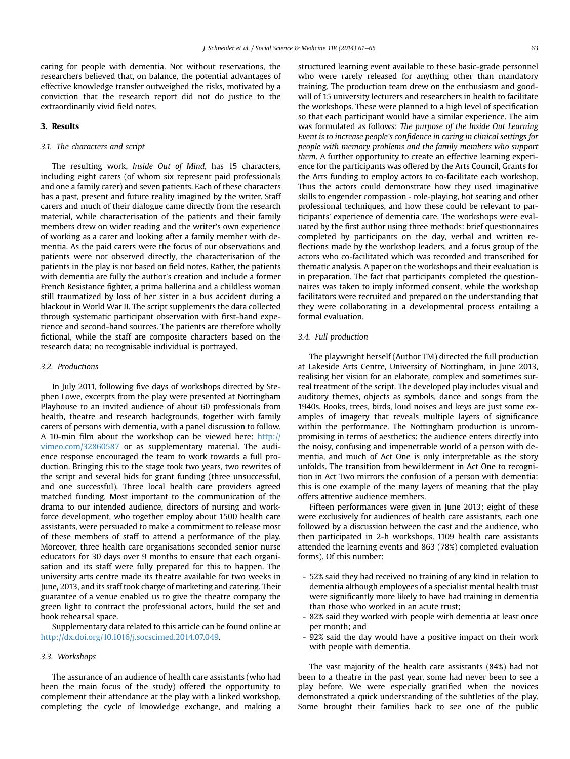caring for people with dementia. Not without reservations, the researchers believed that, on balance, the potential advantages of effective knowledge transfer outweighed the risks, motivated by a conviction that the research report did not do justice to the extraordinarily vivid field notes.

## 3. Results

### 3.1. The characters and script

The resulting work, *Inside Out of Mind*, has 15 characters, including eight carers (of whom six represent paid professionals and one a family carer) and seven patients. Each of these characters has a past, present and future reality imagined by the writer. Staff carers and much of their dialogue came directly from the research material, while characterisation of the patients and their family members drew on wider reading and the writer's own experience of working as a carer and looking after a family member with dementia. As the paid carers were the focus of our observations and patients were not observed directly, the characterisation of the patients in the play is not based on field notes. Rather, the patients with dementia are fully the author's creation and include a former French Resistance fighter, a prima ballerina and a childless woman still traumatized by loss of her sister in a bus accident during a blackout in World War II. The script supplements the data collected through systematic participant observation with first-hand experience and second-hand sources. The patients are therefore wholly fictional, while the staff are composite characters based on the research data; no recognisable individual is portrayed.

### 3.2. Productions

In July 2011, following five days of workshops directed by Stephen Lowe, excerpts from the play were presented at Nottingham Playhouse to an invited audience of about 60 professionals from health, theatre and research backgrounds, together with family carers of persons with dementia, with a panel discussion to follow. A 10-min film about the workshop can be viewed here: http://vimeo.com/32860587 or as supplementary material. The audience response encouraged the team to work towards a full production. Bringing this to the stage took two years, two rewrites of the script and several bids for grant funding (three unsuccessful, and one successful). Three local health care providers agreed matched funding. Most important to the communication of the drama to our intended audience, directors of nursing and workforce development, who together employ about 1500 health care assistants, were persuaded to make a commitment to release most of these members of staff to attend a performance of the play. Moreover, three health care organisations seconded senior nurse educators for 30 days over 9 months to ensure that each organisation and its staff were fully prepared for this to happen. The university arts centre made its theatre available for two weeks in June, 2013, and its staff took charge of marketing and catering. Their guarantee of a venue enabled us to give the theatre company the green light to contract the professional actors, build the set and book rehearsal space.

Supplementary data related to this article can be found online at http://dx.doi.org/10.1016/j.socscimed.2014.07.049.

### 3.3. Workshops

The assurance of an audience of health care assistants (who had been the main focus of the study) offered the opportunity to complement their attendance at the play with a linked workshop, completing the cycle of knowledge exchange, and making a structured learning event available to these basic-grade personnel who were rarely released for anything other than mandatory training. The production team drew on the enthusiasm and goodwill of 15 university lecturers and researchers in health to facilitate the workshops. These were planned to a high level of specification so that each participant would have a similar experience. The aim was formulated as follows: *The purpose of the Inside Out Learning Event is to increase people's confidence in caring in clinical settings for people with memory problems and the family members who support them*. A further opportunity to create an effective learning experience for the participants was offered by the Arts Council, Grants for the Arts funding to employ actors to co-facilitate each workshop. Thus the actors could demonstrate how they used imaginative skills to engender compassion - role-playing, hot seating and other professional techniques, and how these could be relevant to participants' experience of dementia care. The workshops were evaluated by the first author using three methods: brief questionnaires completed by participants on the day, verbal and written reflections made by the workshop leaders, and a focus group of the actors who co-facilitated which was recorded and transcribed for thematic analysis. A paper on the workshops and their evaluation is in preparation. The fact that participants completed the questionnaires was taken to imply informed consent, while the workshop facilitators were recruited and prepared on the understanding that they were collaborating in a developmental process entailing a formal evaluation.

### 3.4. Full production

The playwright herself (Author TM) directed the full production at Lakeside Arts Centre, University of Nottingham, in June 2013, realising her vision for an elaborate, complex and sometimes surreal treatment of the script. The developed play includes visual and auditory themes, objects as symbols, dance and songs from the 1940s. Books, trees, birds, loud noises and keys are just some examples of imagery that reveals multiple layers of significance within the performance. The Nottingham production is uncompromising in terms of aesthetics: the audience enters directly into the noisy, confusing and impenetrable world of a person with dementia, and much of Act One is only interpretable as the story unfolds. The transition from bewilderment in Act One to recognition in Act Two mirrors the confusion of a person with dementia: this is one example of the many layers of meaning that the play offers attentive audience members.

Fifteen performances were given in June 2013; eight of these were exclusively for audiences of health care assistants, each one followed by a discussion between the cast and the audience, who then participated in 2-h workshops. 1109 health care assistants attended the learning events and 863 (78%) completed evaluation forms). Of this number:

- 52% said they had received no training of any kind in relation to dementia although employees of a specialist mental health trust were significantly more likely to have had training in dementia than those who worked in an acute trust;
- 82% said they worked with people with dementia at least once per month; and
- 92% said the day would have a positive impact on their work with people with dementia.

The vast majority of the health care assistants (84%) had not been to a theatre in the past year, some had never been to see a play before. We were especially gratified when the novices demonstrated a quick understanding of the subtleties of the play. Some brought their families back to see one of the public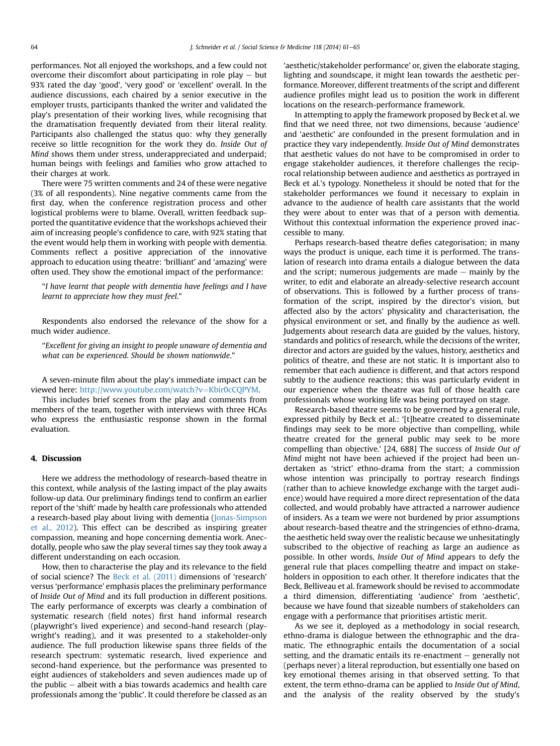performances. Not all enjoyed the workshops, and a few could not overcome their discomfort about participating in role play – but 93% rated the day 'good', 'very good' or 'excellent' overall. In the audience discussions, each chaired by a senior executive in the employer trusts, participants thanked the writer and validated the play's presentation of their working lives, while recognising that the dramatisation frequently deviated from their literal reality. Participants also challenged the status quo: why they generally receive so little recognition for the work they do. *Inside Out of Mind* shows them under stress, underappreciated and underpaid; human beings with feelings and families who grow attached to their charges at work.

There were 75 written comments and 24 of these were negative (3% of all respondents). Nine negative comments came from the first day, when the conference registration process and other logistical problems were to blame. Overall, written feedback supported the quantitative evidence that the workshops achieved their aim of increasing people's confidence to care, with 92% stating that the event would help them in working with people with dementia. Comments reflect a positive appreciation of the innovative approach to education using theatre: 'brilliant' and 'amazing' were often used. They show the emotional impact of the performance:

> "*I have learnt that people with dementia have feelings and I have learnt to appreciate how they must feel.*"

Respondents also endorsed the relevance of the show for a much wider audience.

> "*Excellent for giving an insight to people unaware of dementia and what can be experienced. Should be shown nationwide.*"

A seven-minute film about the play's immediate impact can be viewed here: http://www.youtube.com/watch?v=Kbir0cCQPYM.

This includes brief scenes from the play and comments from members of the team, together with interviews with three HCAs who express the enthusiastic response shown in the formal evaluation.

## 4. Discussion

Here we address the methodology of research-based theatre in this context, while analysis of the lasting impact of the play awaits follow-up data. Our preliminary findings tend to confirm an earlier report of the 'shift' made by health care professionals who attended a research-based play about living with dementia (Jonas-Simpson et al., 2012). This effect can be described as inspiring greater compassion, meaning and hope concerning dementia work. Anecdotally, people who saw the play several times say they took away a different understanding on each occasion.

How, then to characterise the play and its relevance to the field of social science? The Beck et al. (2011) dimensions of 'research' versus 'performance' emphasis places the preliminary performance of *Inside Out of Mind* and its full production in different positions. The early performance of excerpts was clearly a combination of systematic research (field notes) first hand informal research (playwright's lived experience) and second-hand research (playwright's reading), and it was presented to a stakeholder-only audience. The full production likewise spans three fields of the research spectrum: systematic research, lived experience and second-hand experience, but the performance was presented to eight audiences of stakeholders and seven audiences made up of the public – albeit with a bias towards academics and health care professionals among the 'public'. It could therefore be classed as an 'aesthetic/stakeholder performance' or, given the elaborate staging, lighting and soundscape, it might lean towards the aesthetic performance. Moreover, different treatments of the script and different audience profiles might lead us to position the work in different locations on the research-performance framework.

In attempting to apply the framework proposed by Beck et al. we find that we need three, not two dimensions, because 'audience' and 'aesthetic' are confounded in the present formulation and in practice they vary independently. *Inside Out of Mind* demonstrates that aesthetic values do not have to be compromised in order to engage stakeholder audiences, it therefore challenges the reciprocal relationship between audience and aesthetics as portrayed in Beck et al.'s typology. Nonetheless it should be noted that for the stakeholder performances we found it necessary to explain in advance to the audience of health care assistants that the world they were about to enter was that of a person with dementia. Without this contextual information the experience proved inaccessible to many.

Perhaps research-based theatre defies categorisation; in many ways the product is unique, each time it is performed. The translation of research into drama entails a dialogue between the data and the script; numerous judgements are made – mainly by the writer, to edit and elaborate an already-selective research account of observations. This is followed by a further process of transformation of the script, inspired by the director's vision, but affected also by the actors' physicality and characterisation, the physical environment or set, and finally by the audience as well. Judgements about research data are guided by the values, history, standards and politics of research, while the decisions of the writer, director and actors are guided by the values, history, aesthetics and politics of theatre, and these are not static. It is important also to remember that each audience is different, and that actors respond subtly to the audience reactions; this was particularly evident in our experience when the theatre was full of those health care professionals whose working life was being portrayed on stage.

Research-based theatre seems to be governed by a general rule, expressed pithily by Beck et al.: '[t]heatre created to disseminate findings may seek to be more objective than compelling, while theatre created for the general public may seek to be more compelling than objective.' [24, 688] The success of *Inside Out of Mind* might not have been achieved if the project had been undertaken as 'strict' ethno-drama from the start; a commission whose intention was principally to portray research findings (rather than to achieve knowledge exchange with the target audience) would have required a more direct representation of the data collected, and would probably have attracted a narrower audience of insiders. As a team we were not burdened by prior assumptions about research-based theatre and the stringencies of ethno-drama, the aesthetic held sway over the realistic because we unhesitatingly subscribed to the objective of reaching as large an audience as possible. In other words, *Inside Out of Mind* appears to defy the general rule that places compelling theatre and impact on stakeholders in opposition to each other. It therefore indicates that the Beck, Belliveau et al. framework should be revised to accommodate a third dimension, differentiating 'audience' from 'aesthetic', because we have found that sizeable numbers of stakeholders can engage with a performance that prioritises artistic merit.

As we see it, deployed as a methodology in social research, ethno-drama is dialogue between the ethnographic and the dramatic. The ethnographic entails the documentation of a social setting, and the dramatic entails its re-enactment – generally not (perhaps never) a literal reproduction, but essentially one based on key emotional themes arising in that observed setting. To that extent, the term ethno-drama can be applied to *Inside Out of Mind*, and the analysis of the reality observed by the study's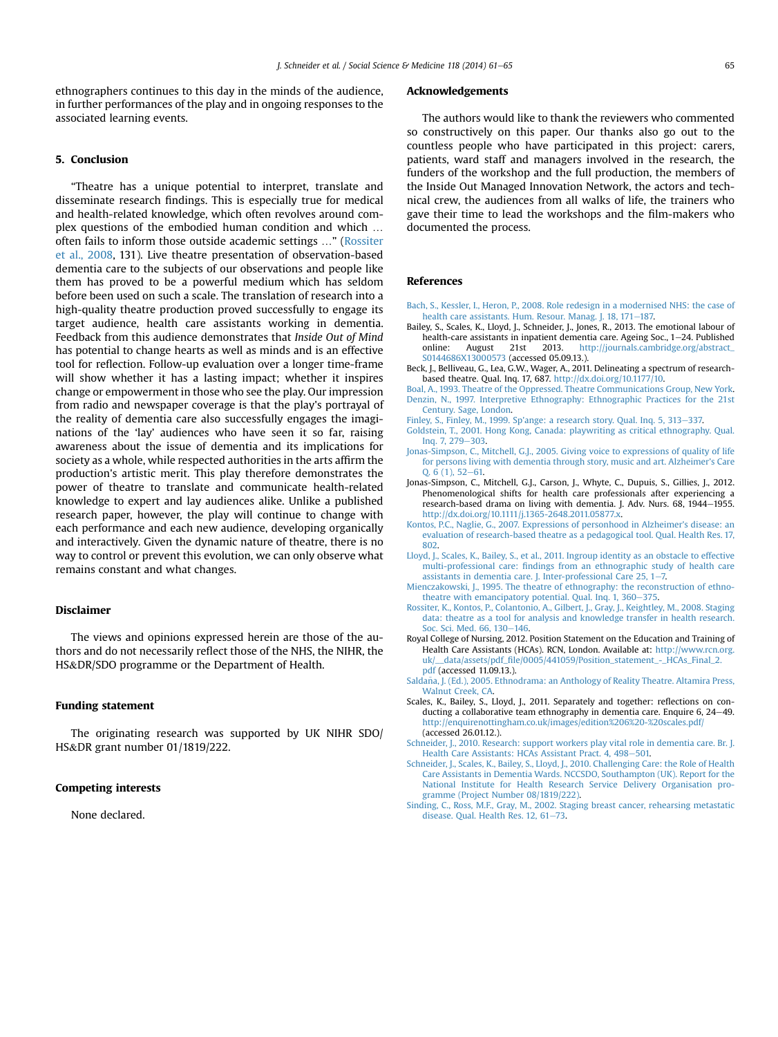ethnographers continues to this day in the minds of the audience, in further performances of the play and in ongoing responses to the associated learning events.

## 5. Conclusion

"Theatre has a unique potential to interpret, translate and disseminate research findings. This is especially true for medical and health-related knowledge, which often revolves around complex questions of the embodied human condition and which … often fails to inform those outside academic settings …" (Rossiter et al., 2008, 131). Live theatre presentation of observation-based dementia care to the subjects of our observations and people like them has proved to be a powerful medium which has seldom before been used on such a scale. The translation of research into a high-quality theatre production proved successfully to engage its target audience, health care assistants working in dementia. Feedback from this audience demonstrates that *Inside Out of Mind* has potential to change hearts as well as minds and is an effective tool for reflection. Follow-up evaluation over a longer time-frame will show whether it has a lasting impact; whether it inspires change or empowerment in those who see the play. Our impression from radio and newspaper coverage is that the play's portrayal of the reality of dementia care also successfully engages the imaginations of the 'lay' audiences who have seen it so far, raising awareness about the issue of dementia and its implications for society as a whole, while respected authorities in the arts affirm the production's artistic merit. This play therefore demonstrates the power of theatre to translate and communicate health-related knowledge to expert and lay audiences alike. Unlike a published research paper, however, the play will continue to change with each performance and each new audience, developing organically and interactively. Given the dynamic nature of theatre, there is no way to control or prevent this evolution, we can only observe what remains constant and what changes.

## Disclaimer

The views and opinions expressed herein are those of the authors and do not necessarily reflect those of the NHS, the NIHR, the HS&DR/SDO programme or the Department of Health.

## Funding statement

The originating research was supported by UK NIHR SDO/HS&DR grant number 01/1819/222.

## Competing interests

None declared.

## Acknowledgements

The authors would like to thank the reviewers who commented so constructively on this paper. Our thanks also go out to the countless people who have participated in this project: carers, patients, ward staff and managers involved in the research, the funders of the workshop and the full production, the members of the Inside Out Managed Innovation Network, the actors and technical crew, the audiences from all walks of life, the trainers who gave their time to lead the workshops and the film-makers who documented the process.

## References

Bach, S., Kessler, I., Heron, P., 2008. Role redesign in a modernised NHS: the case of health care assistants. Hum. Resour. Manag. J. 18, 171–187.

Bailey, S., Scales, K., Lloyd, J., Schneider, J., Jones, R., 2013. The emotional labour of health-care assistants in inpatient dementia care. Ageing Soc., 1–24. Published online: August 21st 2013. http://journals.cambridge.org/abstract_S0144686X13000573 (accessed 05.09.13.).

Beck, J., Belliveau, G., Lea, G.W., Wager, A., 2011. Delineating a spectrum of research-based theatre. Qual. Inq. 17, 687. http://dx.doi.org/10.1177/10.

Boal, A., 1993. Theatre of the Oppressed. Theatre Communications Group, New York.

Denzin, N., 1997. Interpretive Ethnography: Ethnographic Practices for the 21st Century. Sage, London.

Finley, S., Finley, M., 1999. Sp'ange: a research story. Qual. Inq. 5, 313–337.

Goldstein, T., 2001. Hong Kong, Canada: playwriting as critical ethnography. Qual. Inq. 7, 279–303.

Jonas-Simpson, C., Mitchell, G.J., 2005. Giving voice to expressions of quality of life for persons living with dementia through story, music and art. Alzheimer's Care Q. 6 (1), 52–61.

Jonas-Simpson, C., Mitchell, G.J., Carson, J., Whyte, C., Dupuis, S., Gillies, J., 2012. Phenomenological shifts for health care professionals after experiencing a research-based drama on living with dementia. J. Adv. Nurs. 68, 1944–1955. http://dx.doi.org/10.1111/j.1365-2648.2011.05877.x.

Kontos, P.C., Naglie, G., 2007. Expressions of personhood in Alzheimer's disease: an evaluation of research-based theatre as a pedagogical tool. Qual. Health Res. 17, 802.

Lloyd, J., Scales, K., Bailey, S., et al., 2011. Ingroup identity as an obstacle to effective multi-professional care: findings from an ethnographic study of health care assistants in dementia care. J. Inter-professional Care 25, 1–7.

Mienczakowski, J., 1995. The theatre of ethnography: the reconstruction of ethnotheatre with emancipatory potential. Qual. Inq. 1, 360–375.

Rossiter, K., Kontos, P., Colantonio, A., Gilbert, J., Gray, J., Keightley, M., 2008. Staging data: theatre as a tool for analysis and knowledge transfer in health research. Soc. Sci. Med. 66, 130–146.

Royal College of Nursing, 2012. Position Statement on the Education and Training of Health Care Assistants (HCAs). RCN, London. Available at: http://www.rcn.org.uk/__data/assets/pdf_file/0005/441059/Position_statement_-_HCAs_Final_2.pdf (accessed 11.09.13.).

Saldaña, J. (Ed.), 2005. Ethnodrama: an Anthology of Reality Theatre. Altamira Press, Walnut Creek, CA.

Scales, K., Bailey, S., Lloyd, J., 2011. Separately and together: reflections on conducting a collaborative team ethnography in dementia care. Enquire 6, 24–49. http://enquirenottingham.co.uk/images/edition%206%20-%20scales.pdf/ (accessed 26.01.12.).

Schneider, J., 2010. Research: support workers play vital role in dementia care. Br. J. Health Care Assistants: HCAs Assistant Pract. 4, 498–501.

Schneider, J., Scales, K., Bailey, S., Lloyd, J., 2010. Challenging Care: the Role of Health Care Assistants in Dementia Wards. NCCSDO, Southampton (UK). Report for the National Institute for Health Research Service Delivery Organisation programme (Project Number 08/1819/222).

Sinding, C., Ross, M.F., Gray, M., 2002. Staging breast cancer, rehearsing metastatic disease. Qual. Health Res. 12, 61–73.